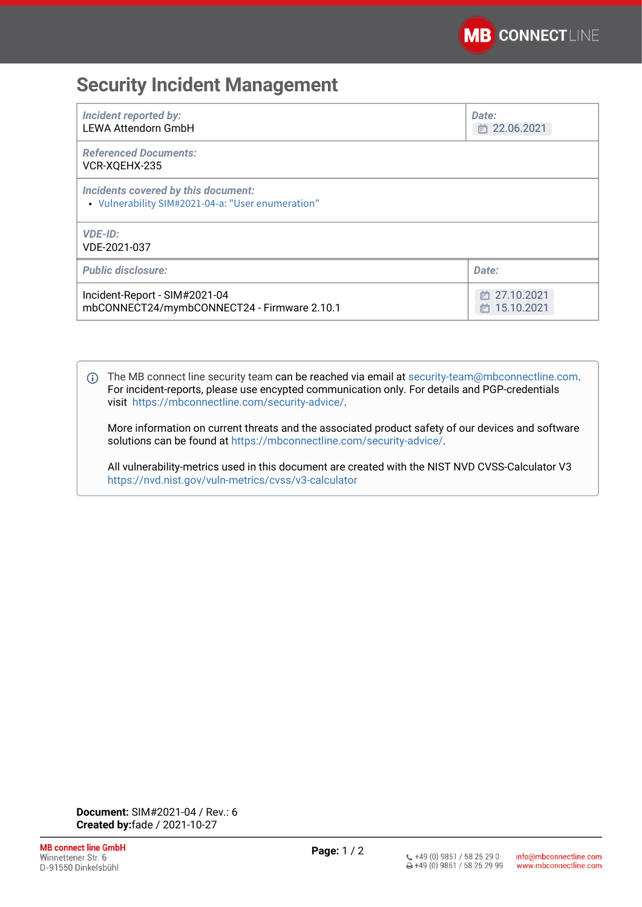# Security Incident Management

| *Incident reported by:*<br>LEWA Attendorn GmbH | *Date:*<br>22.06.2021 |
|---|---|
| *Referenced Documents:*<br>VCR-XQEHX-235 | |
| *Incidents covered by this document:*<br>• Vulnerability SIM#2021-04-a: "User enumeration" | |
| *VDE-ID:*<br>VDE-2021-037 | |

| *Public disclosure:* | *Date:* |
|---|---|
| Incident-Report - SIM#2021-04<br>mbCONNECT24/mymbCONNECT24 - Firmware 2.10.1 | 27.10.2021<br>15.10.2021 |

The MB connect line security team can be reached via email at security-team@mbconnectline.com. For incident-reports, please use encypted communication only. For details and PGP-credentials visit https://mbconnectline.com/security-advice/.

More information on current threats and the associated product safety of our devices and software solutions can be found at https://mbconnectline.com/security-advice/.

All vulnerability-metrics used in this document are created with the NIST NVD CVSS-Calculator V3 https://nvd.nist.gov/vuln-metrics/cvss/v3-calculator

**Document:** SIM#2021-04 / Rev.: 6
**Created by:** fade / 2021-10-27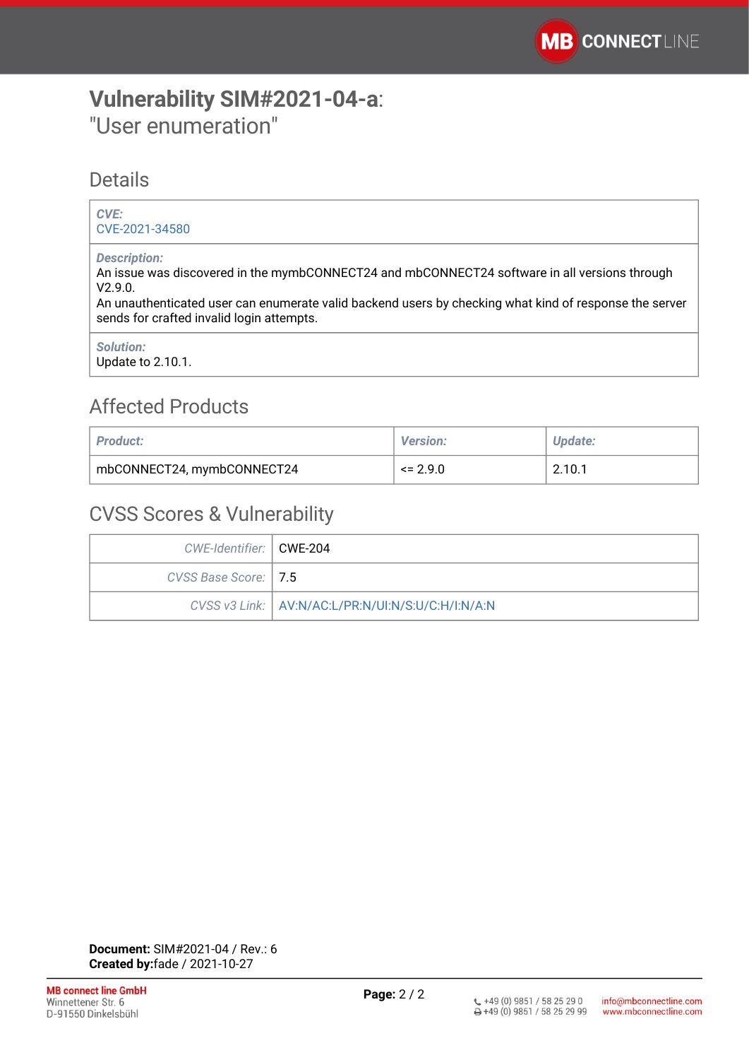# **Vulnerability SIM#2021-04-a**:
"User enumeration"

## Details

| |
|---|
| *CVE:*<br>CVE-2021-34580 |
| *Description:*<br>An issue was discovered in the mymbCONNECT24 and mbCONNECT24 software in all versions through V2.9.0.<br>An unauthenticated user can enumerate valid backend users by checking what kind of response the server sends for crafted invalid login attempts. |
| *Solution:*<br>Update to 2.10.1. |

## Affected Products

| *Product:* | *Version:* | *Update:* |
|---|---|---|
| mbCONNECT24, mymbCONNECT24 | <= 2.9.0 | 2.10.1 |

## CVSS Scores & Vulnerability

| | |
|---|---|
| *CWE-Identifier:* | CWE-204 |
| *CVSS Base Score:* | 7.5 |
| *CVSS v3 Link:* | AV:N/AC:L/PR:N/UI:N/S:U/C:H/I:N/A:N |

**Document:** SIM#2021-04 / Rev.: 6
**Created by:**fade / 2021-10-27